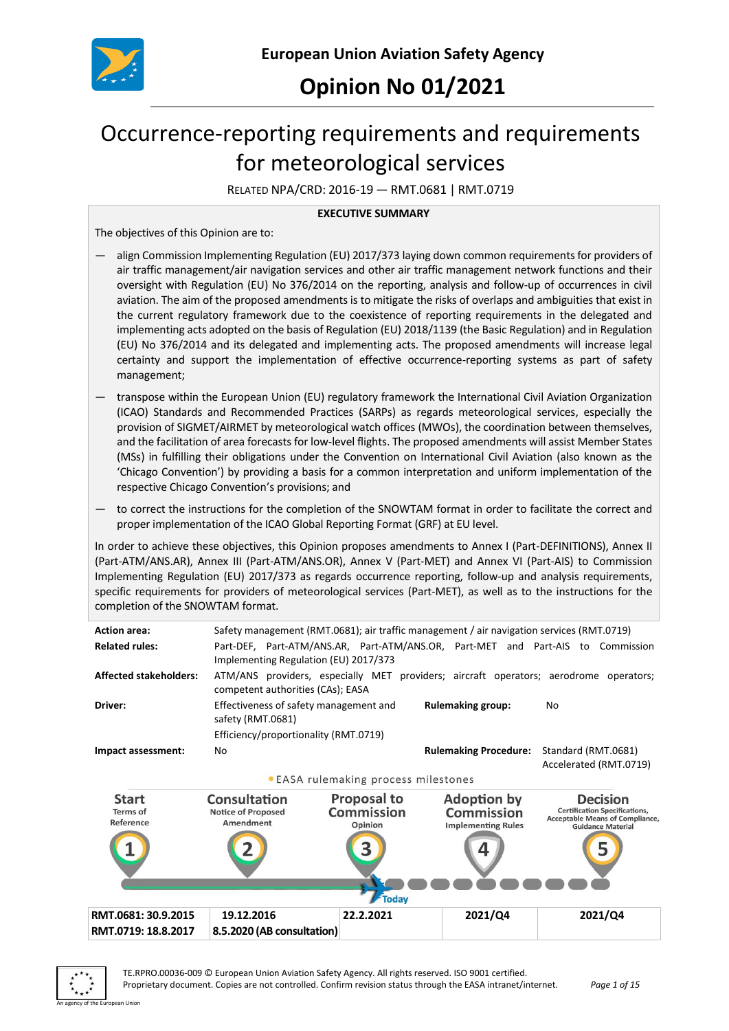European Union Aviation Safety Agency

# Opinion No 01/2021

# Occurrence-reporting requirements and requirements for meteorological services

RELATED NPA/CRD: 2016-19 — RMT.0681 | RMT.0719

**EXECUTIVE SUMMARY**

The objectives of this Opinion are to:

— align Commission Implementing Regulation (EU) 2017/373 laying down common requirements for providers of air traffic management/air navigation services and other air traffic management network functions and their oversight with Regulation (EU) No 376/2014 on the reporting, analysis and follow-up of occurrences in civil aviation. The aim of the proposed amendments is to mitigate the risks of overlaps and ambiguities that exist in the current regulatory framework due to the coexistence of reporting requirements in the delegated and implementing acts adopted on the basis of Regulation (EU) 2018/1139 (the Basic Regulation) and in Regulation (EU) No 376/2014 and its delegated and implementing acts. The proposed amendments will increase legal certainty and support the implementation of effective occurrence-reporting systems as part of safety management;

— transpose within the European Union (EU) regulatory framework the International Civil Aviation Organization (ICAO) Standards and Recommended Practices (SARPs) as regards meteorological services, especially the provision of SIGMET/AIRMET by meteorological watch offices (MWOs), the coordination between themselves, and the facilitation of area forecasts for low-level flights. The proposed amendments will assist Member States (MSs) in fulfilling their obligations under the Convention on International Civil Aviation (also known as the 'Chicago Convention') by providing a basis for a common interpretation and uniform implementation of the respective Chicago Convention's provisions; and

— to correct the instructions for the completion of the SNOWTAM format in order to facilitate the correct and proper implementation of the ICAO Global Reporting Format (GRF) at EU level.

In order to achieve these objectives, this Opinion proposes amendments to Annex I (Part-DEFINITIONS), Annex II (Part-ATM/ANS.AR), Annex III (Part-ATM/ANS.OR), Annex V (Part-MET) and Annex VI (Part-AIS) to Commission Implementing Regulation (EU) 2017/373 as regards occurrence reporting, follow-up and analysis requirements, specific requirements for providers of meteorological services (Part-MET), as well as to the instructions for the completion of the SNOWTAM format.

| | | | |
|---|---|---|---|
| **Action area:** | Safety management (RMT.0681); air traffic management / air navigation services (RMT.0719) | | |
| **Related rules:** | Part-DEF, Part-ATM/ANS.AR, Part-ATM/ANS.OR, Part-MET and Part-AIS to Commission Implementing Regulation (EU) 2017/373 | | |
| **Affected stakeholders:** | ATM/ANS providers, especially MET providers; aircraft operators; aerodrome operators; competent authorities (CAs); EASA | | |
| **Driver:** | Effectiveness of safety management and safety (RMT.0681)<br>Efficiency/proportionality (RMT.0719) | **Rulemaking group:** | No |
| **Impact assessment:** | No | **Rulemaking Procedure:** | Standard (RMT.0681)<br>Accelerated (RMT.0719) |

EASA rulemaking process milestones

| Start<br>Terms of Reference | Consultation<br>Notice of Proposed Amendment | Proposal to Commission<br>Opinion | Adoption by Commission<br>Implementing Rules | Decision<br>Certification Specifications, Acceptable Means of Compliance, Guidance Material |
|---|---|---|---|---|
| 1 | 2 | 3 (Today) | 4 | 5 |
| **RMT.0681: 30.9.2015**<br>**RMT.0719: 18.8.2017** | **19.12.2016**<br>**8.5.2020 (AB consultation)** | **22.2.2021** | **2021/Q4** | **2021/Q4** |

TE.RPRO.00036-009 © European Union Aviation Safety Agency. All rights reserved. ISO 9001 certified.
Proprietary document. Copies are not controlled. Confirm revision status through the EASA intranet/internet.

An agency of the European Union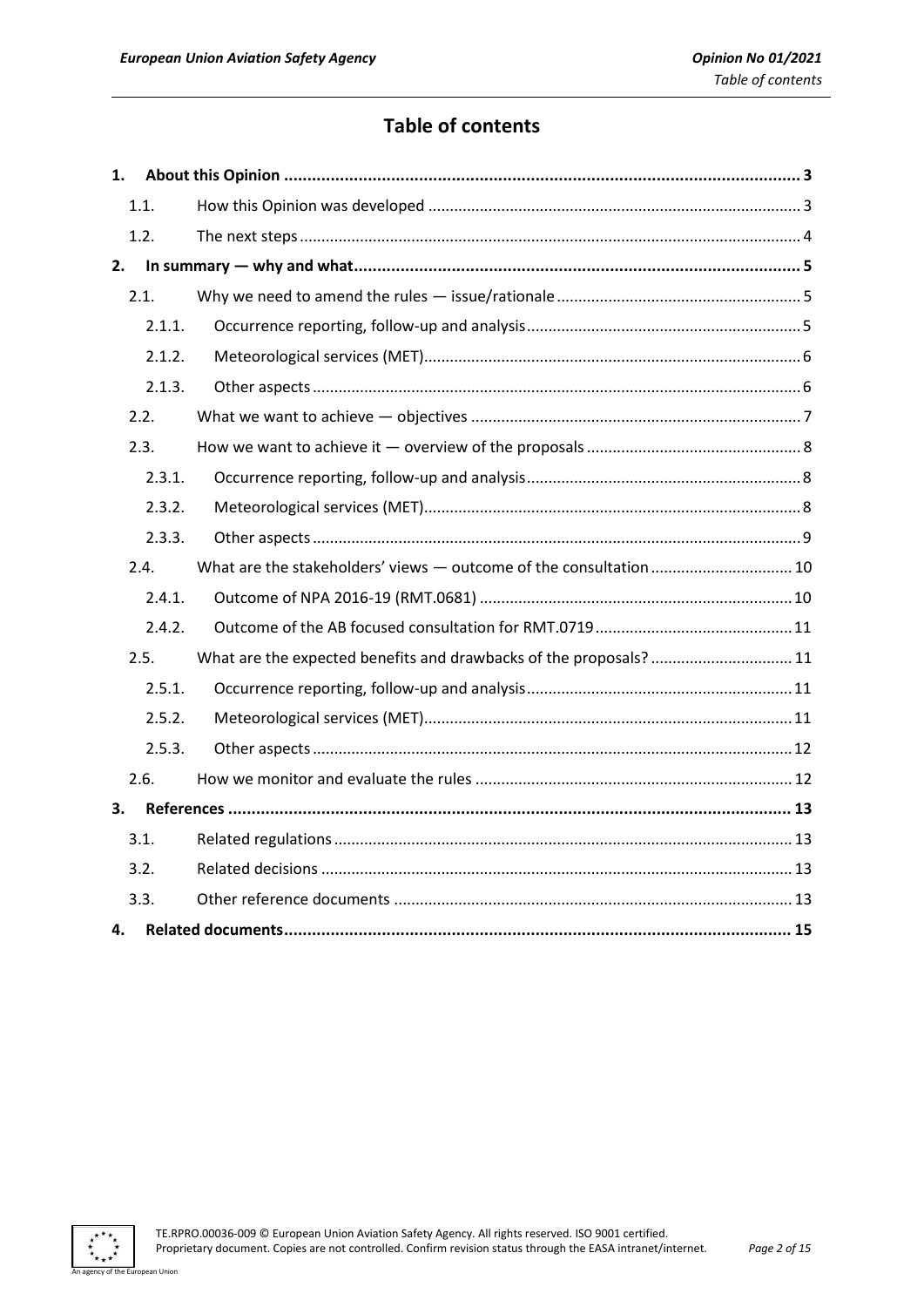# Table of contents

**1. About this Opinion** ... 3

- 1.1. How this Opinion was developed ... 3
- 1.2. The next steps ... 4

**2. In summary — why and what** ... 5

- 2.1. Why we need to amend the rules — issue/rationale ... 5
  - 2.1.1. Occurrence reporting, follow-up and analysis ... 5
  - 2.1.2. Meteorological services (MET) ... 6
  - 2.1.3. Other aspects ... 6
- 2.2. What we want to achieve — objectives ... 7
- 2.3. How we want to achieve it — overview of the proposals ... 8
  - 2.3.1. Occurrence reporting, follow-up and analysis ... 8
  - 2.3.2. Meteorological services (MET) ... 8
  - 2.3.3. Other aspects ... 9
- 2.4. What are the stakeholders' views — outcome of the consultation ... 10
  - 2.4.1. Outcome of NPA 2016-19 (RMT.0681) ... 10
  - 2.4.2. Outcome of the AB focused consultation for RMT.0719 ... 11
- 2.5. What are the expected benefits and drawbacks of the proposals? ... 11
  - 2.5.1. Occurrence reporting, follow-up and analysis ... 11
  - 2.5.2. Meteorological services (MET) ... 11
  - 2.5.3. Other aspects ... 12
- 2.6. How we monitor and evaluate the rules ... 12

**3. References** ... 13

- 3.1. Related regulations ... 13
- 3.2. Related decisions ... 13
- 3.3. Other reference documents ... 13

**4. Related documents** ... 15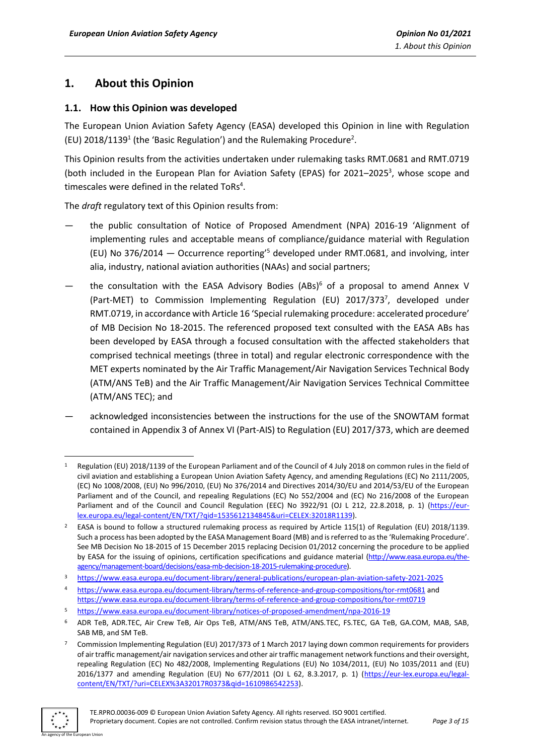# 1. About this Opinion

## 1.1. How this Opinion was developed

The European Union Aviation Safety Agency (EASA) developed this Opinion in line with Regulation (EU) 2018/1139[1] (the 'Basic Regulation') and the Rulemaking Procedure[2].

This Opinion results from the activities undertaken under rulemaking tasks RMT.0681 and RMT.0719 (both included in the European Plan for Aviation Safety (EPAS) for 2021–2025[3], whose scope and timescales were defined in the related ToRs[4].

The *draft* regulatory text of this Opinion results from:

- the public consultation of Notice of Proposed Amendment (NPA) 2016-19 'Alignment of implementing rules and acceptable means of compliance/guidance material with Regulation (EU) No 376/2014 — Occurrence reporting'[5] developed under RMT.0681, and involving, inter alia, industry, national aviation authorities (NAAs) and social partners;
- the consultation with the EASA Advisory Bodies (ABs)[6] of a proposal to amend Annex V (Part-MET) to Commission Implementing Regulation (EU) 2017/373[7], developed under RMT.0719, in accordance with Article 16 'Special rulemaking procedure: accelerated procedure' of MB Decision No 18-2015. The referenced proposed text consulted with the EASA ABs has been developed by EASA through a focused consultation with the affected stakeholders that comprised technical meetings (three in total) and regular electronic correspondence with the MET experts nominated by the Air Traffic Management/Air Navigation Services Technical Body (ATM/ANS TeB) and the Air Traffic Management/Air Navigation Services Technical Committee (ATM/ANS TEC); and
- acknowledged inconsistencies between the instructions for the use of the SNOWTAM format contained in Appendix 3 of Annex VI (Part-AIS) to Regulation (EU) 2017/373, which are deemed

---

[1] Regulation (EU) 2018/1139 of the European Parliament and of the Council of 4 July 2018 on common rules in the field of civil aviation and establishing a European Union Aviation Safety Agency, and amending Regulations (EC) No 2111/2005, (EC) No 1008/2008, (EU) No 996/2010, (EU) No 376/2014 and Directives 2014/30/EU and 2014/53/EU of the European Parliament and of the Council, and repealing Regulations (EC) No 552/2004 and (EC) No 216/2008 of the European Parliament and of the Council and Council Regulation (EEC) No 3922/91 (OJ L 212, 22.8.2018, p. 1) (https://eur-lex.europa.eu/legal-content/EN/TXT/?qid=1535612134845&uri=CELEX:32018R1139).

[2] EASA is bound to follow a structured rulemaking process as required by Article 115(1) of Regulation (EU) 2018/1139. Such a process has been adopted by the EASA Management Board (MB) and is referred to as the 'Rulemaking Procedure'. See MB Decision No 18-2015 of 15 December 2015 replacing Decision 01/2012 concerning the procedure to be applied by EASA for the issuing of opinions, certification specifications and guidance material (http://www.easa.europa.eu/the-agency/management-board/decisions/easa-mb-decision-18-2015-rulemaking-procedure).

[3] https://www.easa.europa.eu/document-library/general-publications/european-plan-aviation-safety-2021-2025

[4] https://www.easa.europa.eu/document-library/terms-of-reference-and-group-compositions/tor-rmt0681 and https://www.easa.europa.eu/document-library/terms-of-reference-and-group-compositions/tor-rmt0719

[5] https://www.easa.europa.eu/document-library/notices-of-proposed-amendment/npa-2016-19

[6] ADR TeB, ADR.TEC, Air Crew TeB, Air Ops TeB, ATM/ANS TeB, ATM/ANS.TEC, FS.TEC, GA TeB, GA.COM, MAB, SAB, SAB MB, and SM TeB.

[7] Commission Implementing Regulation (EU) 2017/373 of 1 March 2017 laying down common requirements for providers of air traffic management/air navigation services and other air traffic management network functions and their oversight, repealing Regulation (EC) No 482/2008, Implementing Regulations (EU) No 1034/2011, (EU) No 1035/2011 and (EU) 2016/1377 and amending Regulation (EU) No 677/2011 (OJ L 62, 8.3.2017, p. 1) (https://eur-lex.europa.eu/legal-content/EN/TXT/?uri=CELEX%3A32017R0373&qid=1610986542253).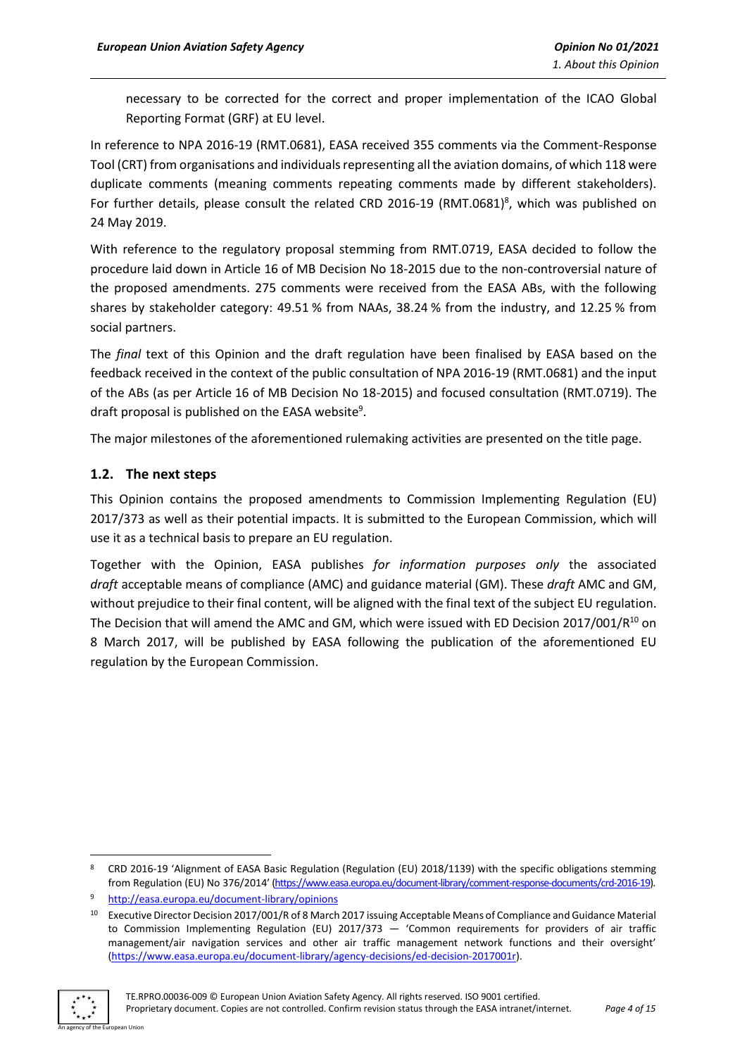necessary to be corrected for the correct and proper implementation of the ICAO Global Reporting Format (GRF) at EU level.

In reference to NPA 2016-19 (RMT.0681), EASA received 355 comments via the Comment-Response Tool (CRT) from organisations and individuals representing all the aviation domains, of which 118 were duplicate comments (meaning comments repeating comments made by different stakeholders). For further details, please consult the related CRD 2016-19 (RMT.0681)[8], which was published on 24 May 2019.

With reference to the regulatory proposal stemming from RMT.0719, EASA decided to follow the procedure laid down in Article 16 of MB Decision No 18-2015 due to the non-controversial nature of the proposed amendments. 275 comments were received from the EASA ABs, with the following shares by stakeholder category: 49.51 % from NAAs, 38.24 % from the industry, and 12.25 % from social partners.

The *final* text of this Opinion and the draft regulation have been finalised by EASA based on the feedback received in the context of the public consultation of NPA 2016-19 (RMT.0681) and the input of the ABs (as per Article 16 of MB Decision No 18-2015) and focused consultation (RMT.0719). The draft proposal is published on the EASA website[9].

The major milestones of the aforementioned rulemaking activities are presented on the title page.

## 1.2. The next steps

This Opinion contains the proposed amendments to Commission Implementing Regulation (EU) 2017/373 as well as their potential impacts. It is submitted to the European Commission, which will use it as a technical basis to prepare an EU regulation.

Together with the Opinion, EASA publishes *for information purposes only* the associated *draft* acceptable means of compliance (AMC) and guidance material (GM). These *draft* AMC and GM, without prejudice to their final content, will be aligned with the final text of the subject EU regulation. The Decision that will amend the AMC and GM, which were issued with ED Decision 2017/001/R[10] on 8 March 2017, will be published by EASA following the publication of the aforementioned EU regulation by the European Commission.

---

[8] CRD 2016-19 'Alignment of EASA Basic Regulation (Regulation (EU) 2018/1139) with the specific obligations stemming from Regulation (EU) No 376/2014' (https://www.easa.europa.eu/document-library/comment-response-documents/crd-2016-19).

[9] http://easa.europa.eu/document-library/opinions

[10] Executive Director Decision 2017/001/R of 8 March 2017 issuing Acceptable Means of Compliance and Guidance Material to Commission Implementing Regulation (EU) 2017/373 — 'Common requirements for providers of air traffic management/air navigation services and other air traffic management network functions and their oversight' (https://www.easa.europa.eu/document-library/agency-decisions/ed-decision-2017001r).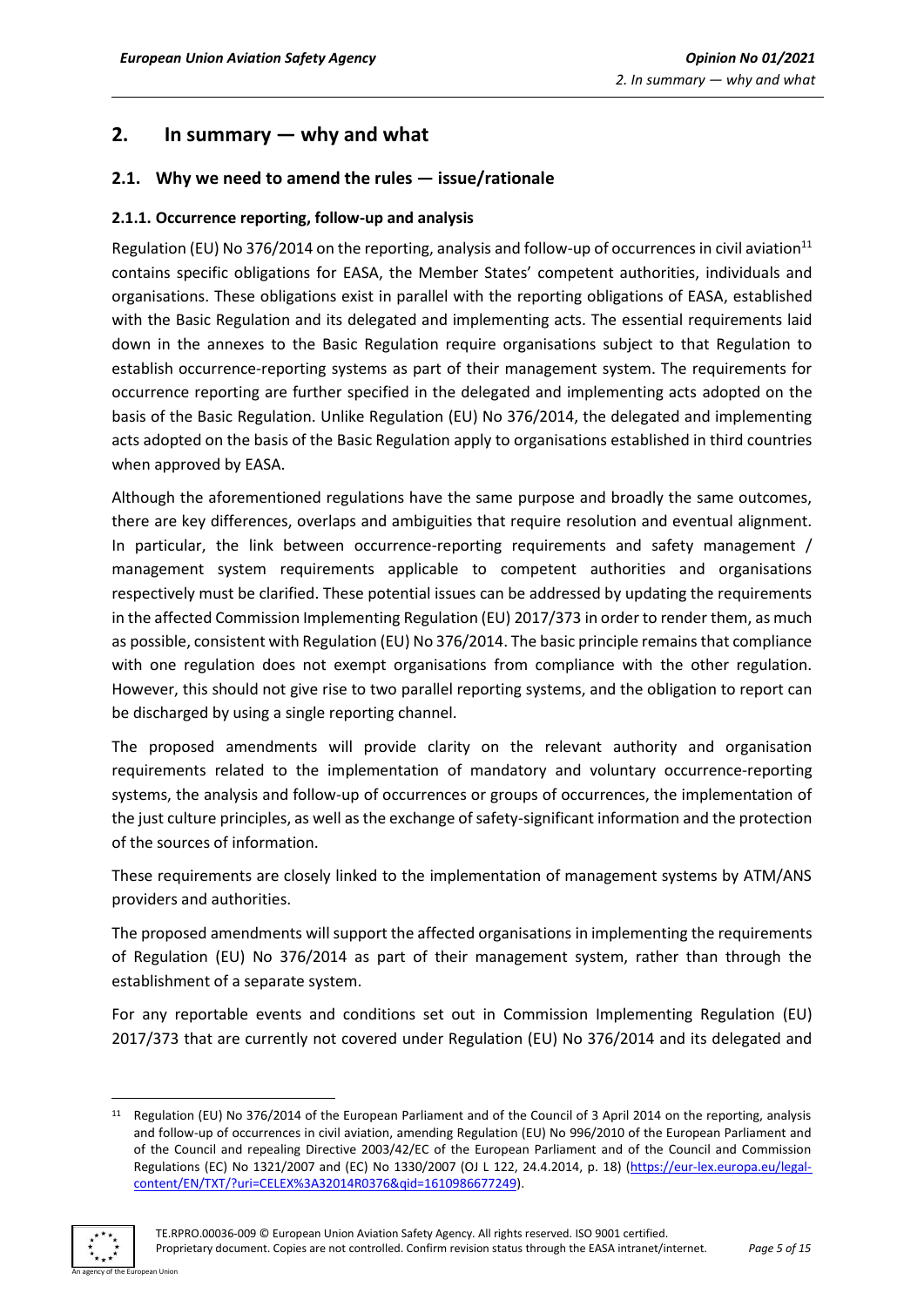## 2. In summary — why and what

### 2.1. Why we need to amend the rules — issue/rationale

#### 2.1.1. Occurrence reporting, follow-up and analysis

Regulation (EU) No 376/2014 on the reporting, analysis and follow-up of occurrences in civil aviation[11] contains specific obligations for EASA, the Member States' competent authorities, individuals and organisations. These obligations exist in parallel with the reporting obligations of EASA, established with the Basic Regulation and its delegated and implementing acts. The essential requirements laid down in the annexes to the Basic Regulation require organisations subject to that Regulation to establish occurrence-reporting systems as part of their management system. The requirements for occurrence reporting are further specified in the delegated and implementing acts adopted on the basis of the Basic Regulation. Unlike Regulation (EU) No 376/2014, the delegated and implementing acts adopted on the basis of the Basic Regulation apply to organisations established in third countries when approved by EASA.

Although the aforementioned regulations have the same purpose and broadly the same outcomes, there are key differences, overlaps and ambiguities that require resolution and eventual alignment. In particular, the link between occurrence-reporting requirements and safety management / management system requirements applicable to competent authorities and organisations respectively must be clarified. These potential issues can be addressed by updating the requirements in the affected Commission Implementing Regulation (EU) 2017/373 in order to render them, as much as possible, consistent with Regulation (EU) No 376/2014. The basic principle remains that compliance with one regulation does not exempt organisations from compliance with the other regulation. However, this should not give rise to two parallel reporting systems, and the obligation to report can be discharged by using a single reporting channel.

The proposed amendments will provide clarity on the relevant authority and organisation requirements related to the implementation of mandatory and voluntary occurrence-reporting systems, the analysis and follow-up of occurrences or groups of occurrences, the implementation of the just culture principles, as well as the exchange of safety-significant information and the protection of the sources of information.

These requirements are closely linked to the implementation of management systems by ATM/ANS providers and authorities.

The proposed amendments will support the affected organisations in implementing the requirements of Regulation (EU) No 376/2014 as part of their management system, rather than through the establishment of a separate system.

For any reportable events and conditions set out in Commission Implementing Regulation (EU) 2017/373 that are currently not covered under Regulation (EU) No 376/2014 and its delegated and

---

[11] Regulation (EU) No 376/2014 of the European Parliament and of the Council of 3 April 2014 on the reporting, analysis and follow-up of occurrences in civil aviation, amending Regulation (EU) No 996/2010 of the European Parliament and of the Council and repealing Directive 2003/42/EC of the European Parliament and of the Council and Commission Regulations (EC) No 1321/2007 and (EC) No 1330/2007 (OJ L 122, 24.4.2014, p. 18) (https://eur-lex.europa.eu/legal-content/EN/TXT/?uri=CELEX%3A32014R0376&qid=1610986677249).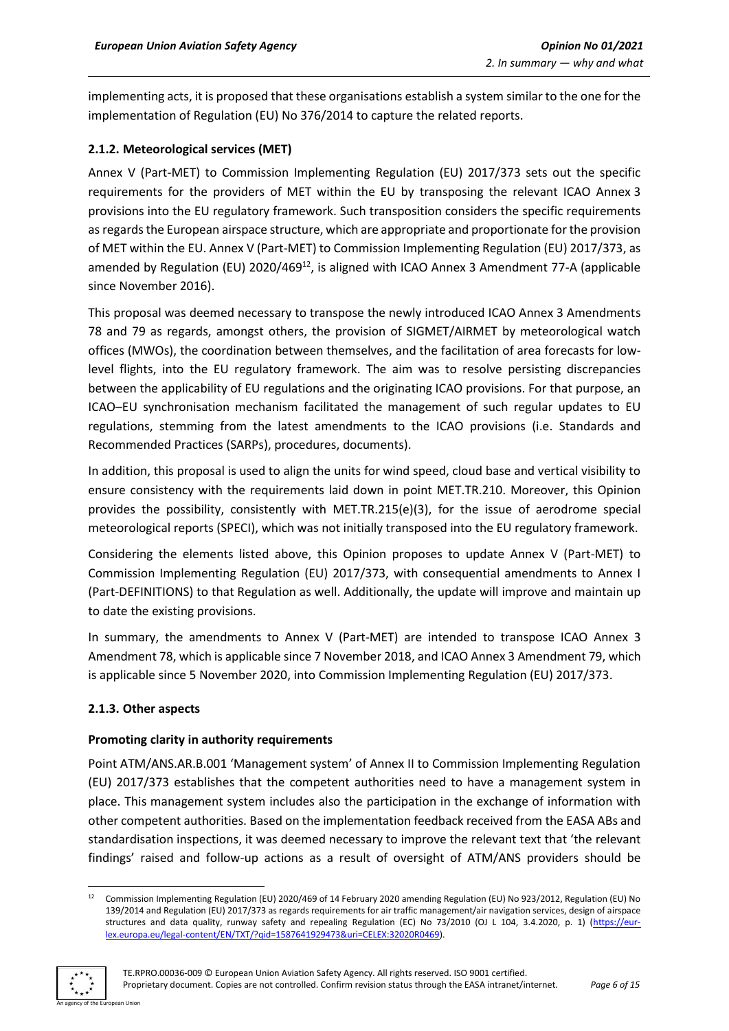implementing acts, it is proposed that these organisations establish a system similar to the one for the implementation of Regulation (EU) No 376/2014 to capture the related reports.

### 2.1.2. Meteorological services (MET)

Annex V (Part-MET) to Commission Implementing Regulation (EU) 2017/373 sets out the specific requirements for the providers of MET within the EU by transposing the relevant ICAO Annex 3 provisions into the EU regulatory framework. Such transposition considers the specific requirements as regards the European airspace structure, which are appropriate and proportionate for the provision of MET within the EU. Annex V (Part-MET) to Commission Implementing Regulation (EU) 2017/373, as amended by Regulation (EU) 2020/469[12], is aligned with ICAO Annex 3 Amendment 77-A (applicable since November 2016).

This proposal was deemed necessary to transpose the newly introduced ICAO Annex 3 Amendments 78 and 79 as regards, amongst others, the provision of SIGMET/AIRMET by meteorological watch offices (MWOs), the coordination between themselves, and the facilitation of area forecasts for low-level flights, into the EU regulatory framework. The aim was to resolve persisting discrepancies between the applicability of EU regulations and the originating ICAO provisions. For that purpose, an ICAO–EU synchronisation mechanism facilitated the management of such regular updates to EU regulations, stemming from the latest amendments to the ICAO provisions (i.e. Standards and Recommended Practices (SARPs), procedures, documents).

In addition, this proposal is used to align the units for wind speed, cloud base and vertical visibility to ensure consistency with the requirements laid down in point MET.TR.210. Moreover, this Opinion provides the possibility, consistently with MET.TR.215(e)(3), for the issue of aerodrome special meteorological reports (SPECI), which was not initially transposed into the EU regulatory framework.

Considering the elements listed above, this Opinion proposes to update Annex V (Part-MET) to Commission Implementing Regulation (EU) 2017/373, with consequential amendments to Annex I (Part-DEFINITIONS) to that Regulation as well. Additionally, the update will improve and maintain up to date the existing provisions.

In summary, the amendments to Annex V (Part-MET) are intended to transpose ICAO Annex 3 Amendment 78, which is applicable since 7 November 2018, and ICAO Annex 3 Amendment 79, which is applicable since 5 November 2020, into Commission Implementing Regulation (EU) 2017/373.

### 2.1.3. Other aspects

**Promoting clarity in authority requirements**

Point ATM/ANS.AR.B.001 'Management system' of Annex II to Commission Implementing Regulation (EU) 2017/373 establishes that the competent authorities need to have a management system in place. This management system includes also the participation in the exchange of information with other competent authorities. Based on the implementation feedback received from the EASA ABs and standardisation inspections, it was deemed necessary to improve the relevant text that 'the relevant findings' raised and follow-up actions as a result of oversight of ATM/ANS providers should be

[12] Commission Implementing Regulation (EU) 2020/469 of 14 February 2020 amending Regulation (EU) No 923/2012, Regulation (EU) No 139/2014 and Regulation (EU) 2017/373 as regards requirements for air traffic management/air navigation services, design of airspace structures and data quality, runway safety and repealing Regulation (EC) No 73/2010 (OJ L 104, 3.4.2020, p. 1) (https://eur-lex.europa.eu/legal-content/EN/TXT/?qid=1587641929473&uri=CELEX:32020R0469).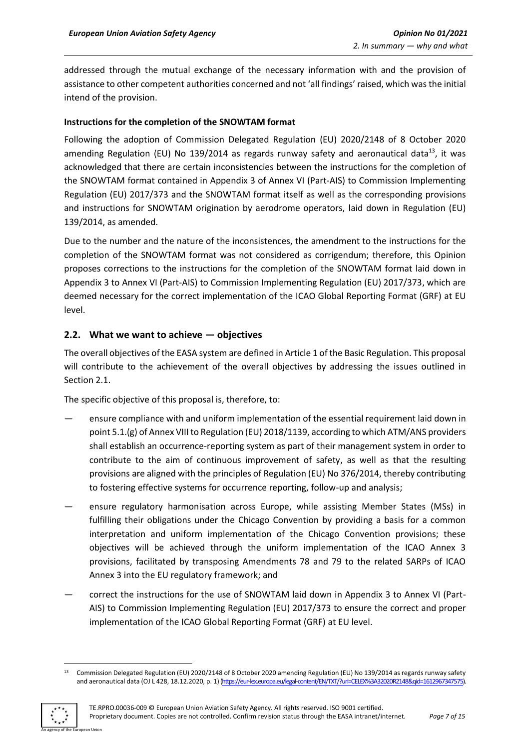addressed through the mutual exchange of the necessary information with and the provision of assistance to other competent authorities concerned and not 'all findings' raised, which was the initial intend of the provision.

**Instructions for the completion of the SNOWTAM format**

Following the adoption of Commission Delegated Regulation (EU) 2020/2148 of 8 October 2020 amending Regulation (EU) No 139/2014 as regards runway safety and aeronautical data[13], it was acknowledged that there are certain inconsistencies between the instructions for the completion of the SNOWTAM format contained in Appendix 3 of Annex VI (Part-AIS) to Commission Implementing Regulation (EU) 2017/373 and the SNOWTAM format itself as well as the corresponding provisions and instructions for SNOWTAM origination by aerodrome operators, laid down in Regulation (EU) 139/2014, as amended.

Due to the number and the nature of the inconsistences, the amendment to the instructions for the completion of the SNOWTAM format was not considered as corrigendum; therefore, this Opinion proposes corrections to the instructions for the completion of the SNOWTAM format laid down in Appendix 3 to Annex VI (Part-AIS) to Commission Implementing Regulation (EU) 2017/373, which are deemed necessary for the correct implementation of the ICAO Global Reporting Format (GRF) at EU level.

## 2.2. What we want to achieve — objectives

The overall objectives of the EASA system are defined in Article 1 of the Basic Regulation. This proposal will contribute to the achievement of the overall objectives by addressing the issues outlined in Section 2.1.

The specific objective of this proposal is, therefore, to:

— ensure compliance with and uniform implementation of the essential requirement laid down in point 5.1.(g) of Annex VIII to Regulation (EU) 2018/1139, according to which ATM/ANS providers shall establish an occurrence-reporting system as part of their management system in order to contribute to the aim of continuous improvement of safety, as well as that the resulting provisions are aligned with the principles of Regulation (EU) No 376/2014, thereby contributing to fostering effective systems for occurrence reporting, follow-up and analysis;

— ensure regulatory harmonisation across Europe, while assisting Member States (MSs) in fulfilling their obligations under the Chicago Convention by providing a basis for a common interpretation and uniform implementation of the Chicago Convention provisions; these objectives will be achieved through the uniform implementation of the ICAO Annex 3 provisions, facilitated by transposing Amendments 78 and 79 to the related SARPs of ICAO Annex 3 into the EU regulatory framework; and

— correct the instructions for the use of SNOWTAM laid down in Appendix 3 to Annex VI (Part-AIS) to Commission Implementing Regulation (EU) 2017/373 to ensure the correct and proper implementation of the ICAO Global Reporting Format (GRF) at EU level.

[13] Commission Delegated Regulation (EU) 2020/2148 of 8 October 2020 amending Regulation (EU) No 139/2014 as regards runway safety and aeronautical data (OJ L 428, 18.12.2020, p. 1) (https://eur-lex.europa.eu/legal-content/EN/TXT/?uri=CELEX%3A32020R2148&qid=1612967347575).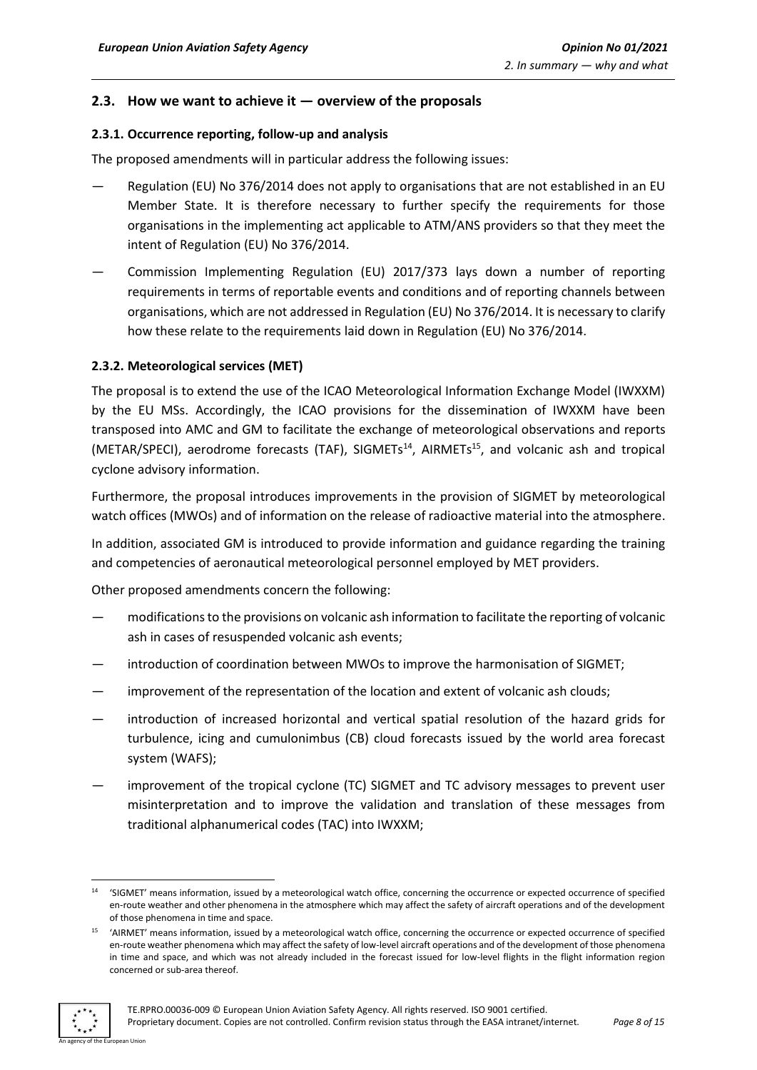## 2.3. How we want to achieve it — overview of the proposals

### 2.3.1. Occurrence reporting, follow-up and analysis

The proposed amendments will in particular address the following issues:

— Regulation (EU) No 376/2014 does not apply to organisations that are not established in an EU Member State. It is therefore necessary to further specify the requirements for those organisations in the implementing act applicable to ATM/ANS providers so that they meet the intent of Regulation (EU) No 376/2014.

— Commission Implementing Regulation (EU) 2017/373 lays down a number of reporting requirements in terms of reportable events and conditions and of reporting channels between organisations, which are not addressed in Regulation (EU) No 376/2014. It is necessary to clarify how these relate to the requirements laid down in Regulation (EU) No 376/2014.

### 2.3.2. Meteorological services (MET)

The proposal is to extend the use of the ICAO Meteorological Information Exchange Model (IWXXM) by the EU MSs. Accordingly, the ICAO provisions for the dissemination of IWXXM have been transposed into AMC and GM to facilitate the exchange of meteorological observations and reports (METAR/SPECI), aerodrome forecasts (TAF), SIGMETs[14], AIRMETs[15], and volcanic ash and tropical cyclone advisory information.

Furthermore, the proposal introduces improvements in the provision of SIGMET by meteorological watch offices (MWOs) and of information on the release of radioactive material into the atmosphere.

In addition, associated GM is introduced to provide information and guidance regarding the training and competencies of aeronautical meteorological personnel employed by MET providers.

Other proposed amendments concern the following:

— modifications to the provisions on volcanic ash information to facilitate the reporting of volcanic ash in cases of resuspended volcanic ash events;

— introduction of coordination between MWOs to improve the harmonisation of SIGMET;

— improvement of the representation of the location and extent of volcanic ash clouds;

— introduction of increased horizontal and vertical spatial resolution of the hazard grids for turbulence, icing and cumulonimbus (CB) cloud forecasts issued by the world area forecast system (WAFS);

— improvement of the tropical cyclone (TC) SIGMET and TC advisory messages to prevent user misinterpretation and to improve the validation and translation of these messages from traditional alphanumerical codes (TAC) into IWXXM;

---

[14] 'SIGMET' means information, issued by a meteorological watch office, concerning the occurrence or expected occurrence of specified en-route weather and other phenomena in the atmosphere which may affect the safety of aircraft operations and of the development of those phenomena in time and space.

[15] 'AIRMET' means information, issued by a meteorological watch office, concerning the occurrence or expected occurrence of specified en-route weather phenomena which may affect the safety of low-level aircraft operations and of the development of those phenomena in time and space, and which was not already included in the forecast issued for low-level flights in the flight information region concerned or sub-area thereof.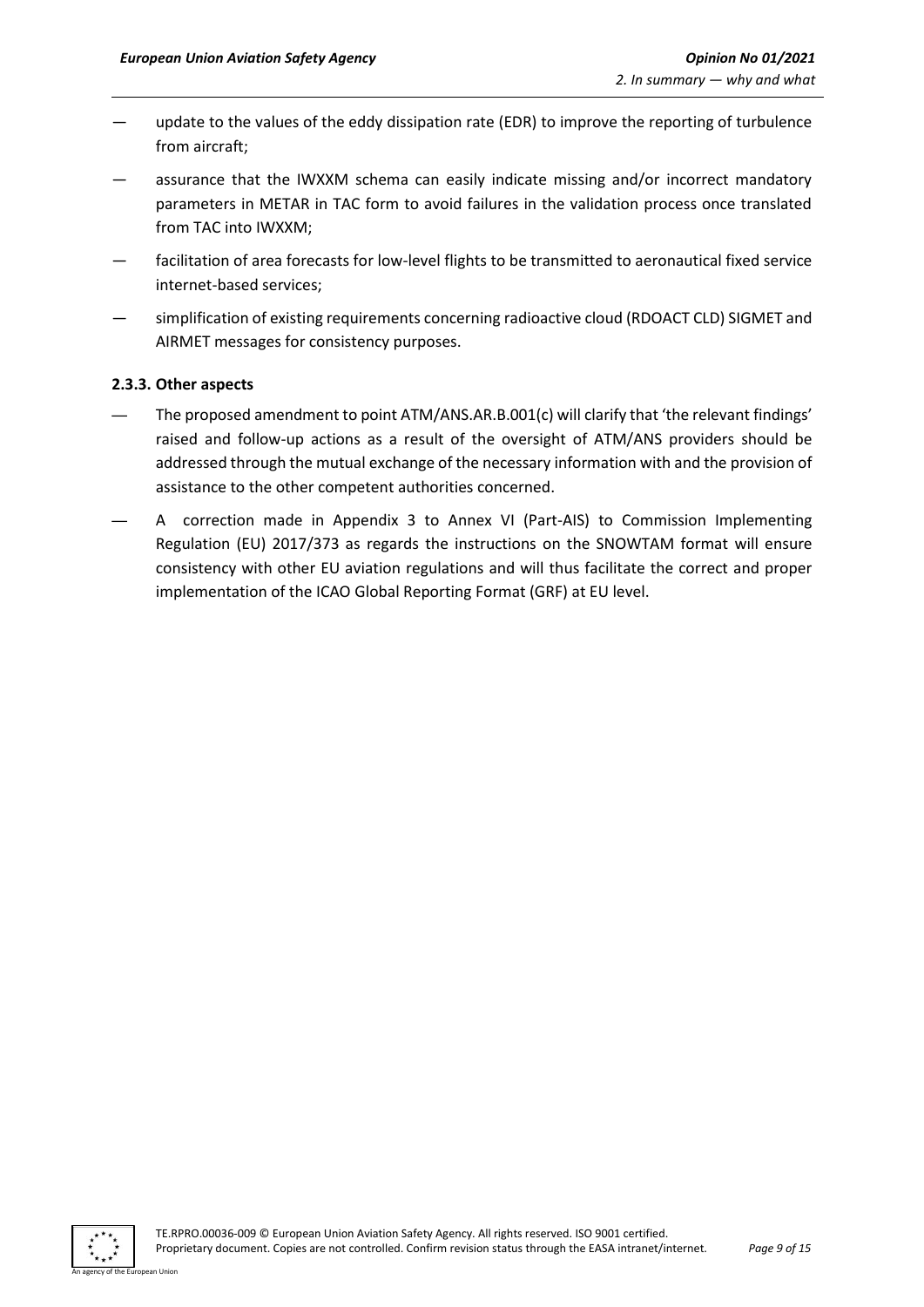- update to the values of the eddy dissipation rate (EDR) to improve the reporting of turbulence from aircraft;
- assurance that the IWXXM schema can easily indicate missing and/or incorrect mandatory parameters in METAR in TAC form to avoid failures in the validation process once translated from TAC into IWXXM;
- facilitation of area forecasts for low-level flights to be transmitted to aeronautical fixed service internet-based services;
- simplification of existing requirements concerning radioactive cloud (RDOACT CLD) SIGMET and AIRMET messages for consistency purposes.

### 2.3.3. Other aspects

- The proposed amendment to point ATM/ANS.AR.B.001(c) will clarify that 'the relevant findings' raised and follow-up actions as a result of the oversight of ATM/ANS providers should be addressed through the mutual exchange of the necessary information with and the provision of assistance to the other competent authorities concerned.
- A correction made in Appendix 3 to Annex VI (Part-AIS) to Commission Implementing Regulation (EU) 2017/373 as regards the instructions on the SNOWTAM format will ensure consistency with other EU aviation regulations and will thus facilitate the correct and proper implementation of the ICAO Global Reporting Format (GRF) at EU level.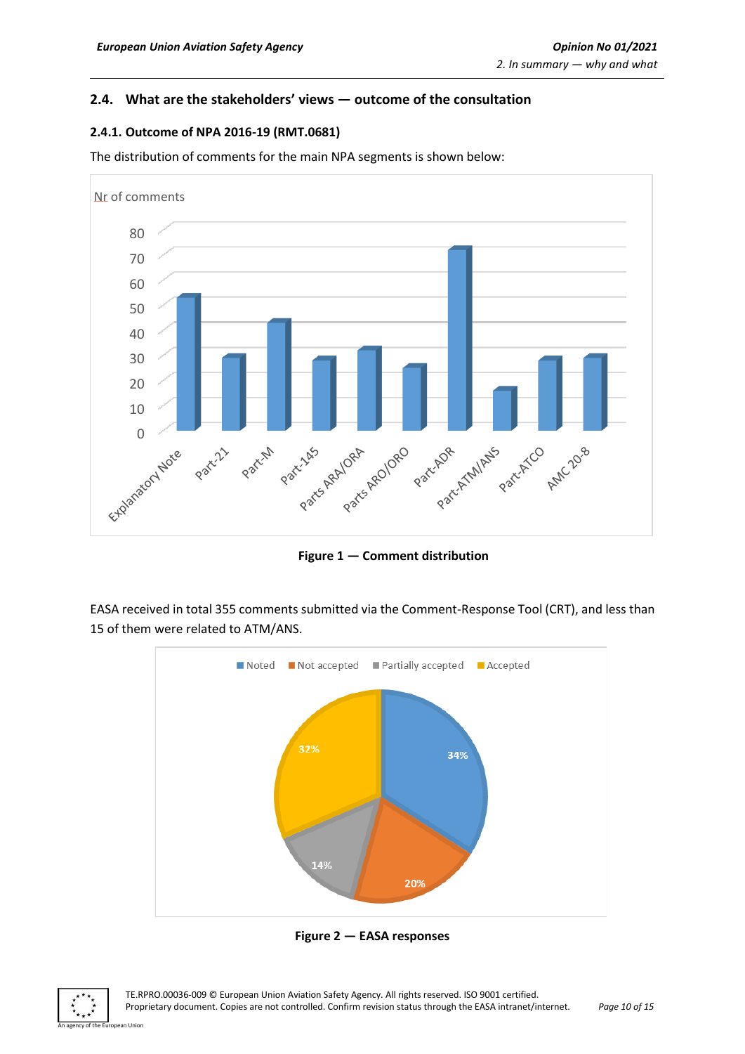## 2.4. What are the stakeholders' views — outcome of the consultation

### 2.4.1. Outcome of NPA 2016-19 (RMT.0681)

The distribution of comments for the main NPA segments is shown below:

Figure 1 — Comment distribution

EASA received in total 355 comments submitted via the Comment-Response Tool (CRT), and less than 15 of them were related to ATM/ANS.

Figure 2 — EASA responses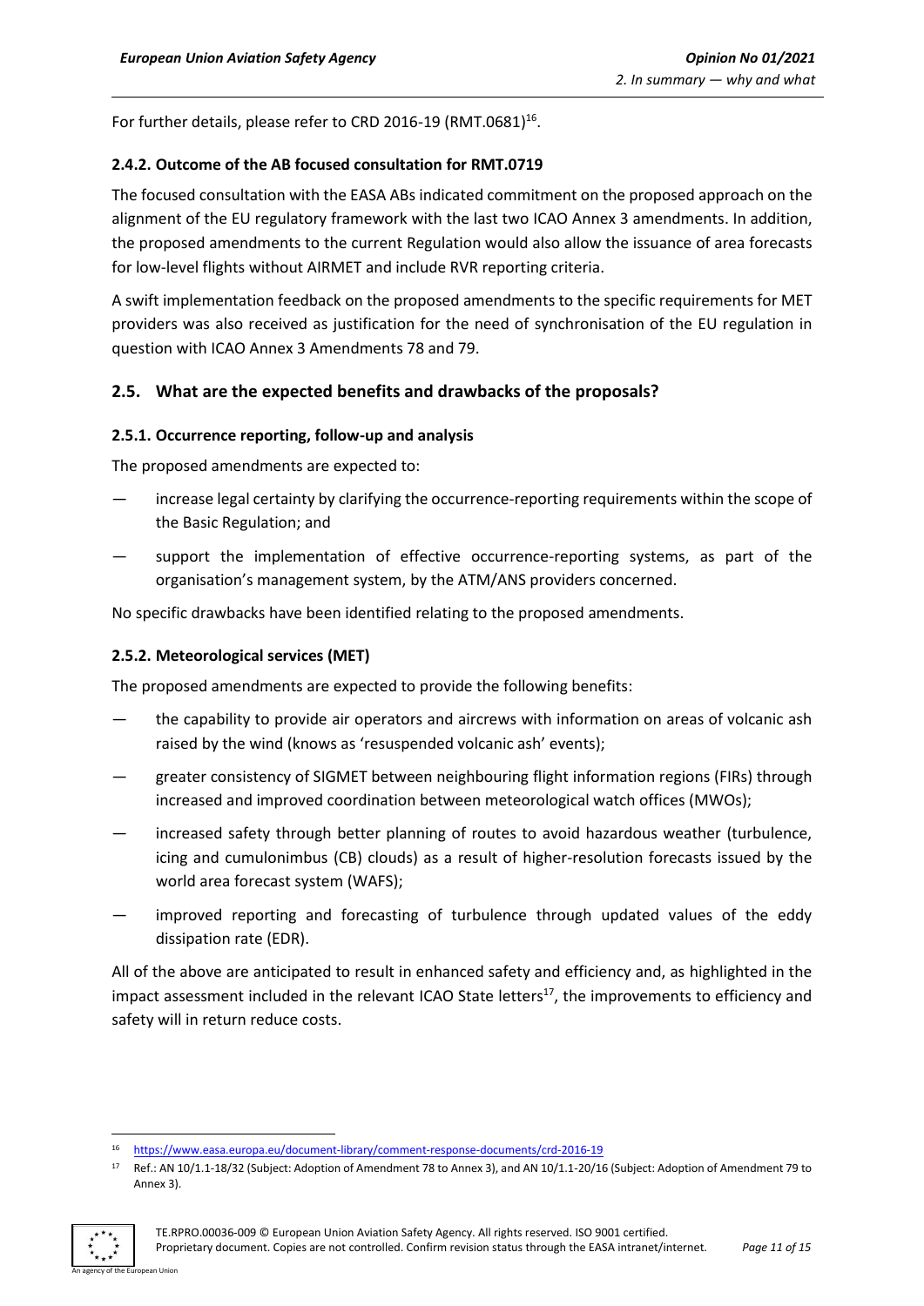For further details, please refer to CRD 2016-19 (RMT.0681)[16].

#### 2.4.2. Outcome of the AB focused consultation for RMT.0719

The focused consultation with the EASA ABs indicated commitment on the proposed approach on the alignment of the EU regulatory framework with the last two ICAO Annex 3 amendments. In addition, the proposed amendments to the current Regulation would also allow the issuance of area forecasts for low-level flights without AIRMET and include RVR reporting criteria.

A swift implementation feedback on the proposed amendments to the specific requirements for MET providers was also received as justification for the need of synchronisation of the EU regulation in question with ICAO Annex 3 Amendments 78 and 79.

### 2.5. What are the expected benefits and drawbacks of the proposals?

#### 2.5.1. Occurrence reporting, follow-up and analysis

The proposed amendments are expected to:

— increase legal certainty by clarifying the occurrence-reporting requirements within the scope of the Basic Regulation; and

— support the implementation of effective occurrence-reporting systems, as part of the organisation's management system, by the ATM/ANS providers concerned.

No specific drawbacks have been identified relating to the proposed amendments.

#### 2.5.2. Meteorological services (MET)

The proposed amendments are expected to provide the following benefits:

— the capability to provide air operators and aircrews with information on areas of volcanic ash raised by the wind (knows as 'resuspended volcanic ash' events);

— greater consistency of SIGMET between neighbouring flight information regions (FIRs) through increased and improved coordination between meteorological watch offices (MWOs);

— increased safety through better planning of routes to avoid hazardous weather (turbulence, icing and cumulonimbus (CB) clouds) as a result of higher-resolution forecasts issued by the world area forecast system (WAFS);

— improved reporting and forecasting of turbulence through updated values of the eddy dissipation rate (EDR).

All of the above are anticipated to result in enhanced safety and efficiency and, as highlighted in the impact assessment included in the relevant ICAO State letters[17], the improvements to efficiency and safety will in return reduce costs.

---

[16] https://www.easa.europa.eu/document-library/comment-response-documents/crd-2016-19

[17] Ref.: AN 10/1.1-18/32 (Subject: Adoption of Amendment 78 to Annex 3), and AN 10/1.1-20/16 (Subject: Adoption of Amendment 79 to Annex 3).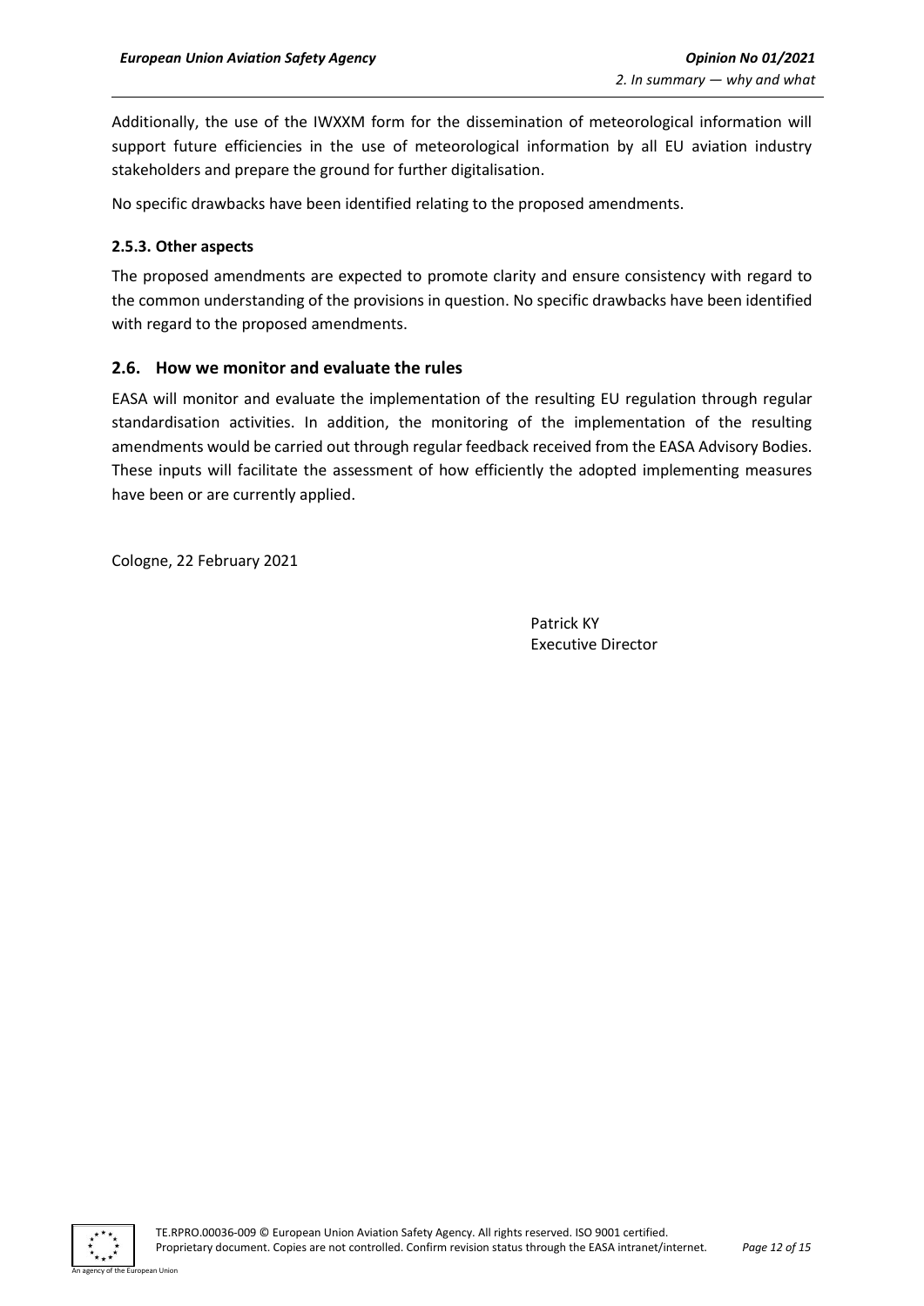Additionally, the use of the IWXXM form for the dissemination of meteorological information will support future efficiencies in the use of meteorological information by all EU aviation industry stakeholders and prepare the ground for further digitalisation.

No specific drawbacks have been identified relating to the proposed amendments.

### 2.5.3. Other aspects

The proposed amendments are expected to promote clarity and ensure consistency with regard to the common understanding of the provisions in question. No specific drawbacks have been identified with regard to the proposed amendments.

## 2.6. How we monitor and evaluate the rules

EASA will monitor and evaluate the implementation of the resulting EU regulation through regular standardisation activities. In addition, the monitoring of the implementation of the resulting amendments would be carried out through regular feedback received from the EASA Advisory Bodies. These inputs will facilitate the assessment of how efficiently the adopted implementing measures have been or are currently applied.

Cologne, 22 February 2021

Patrick KY
Executive Director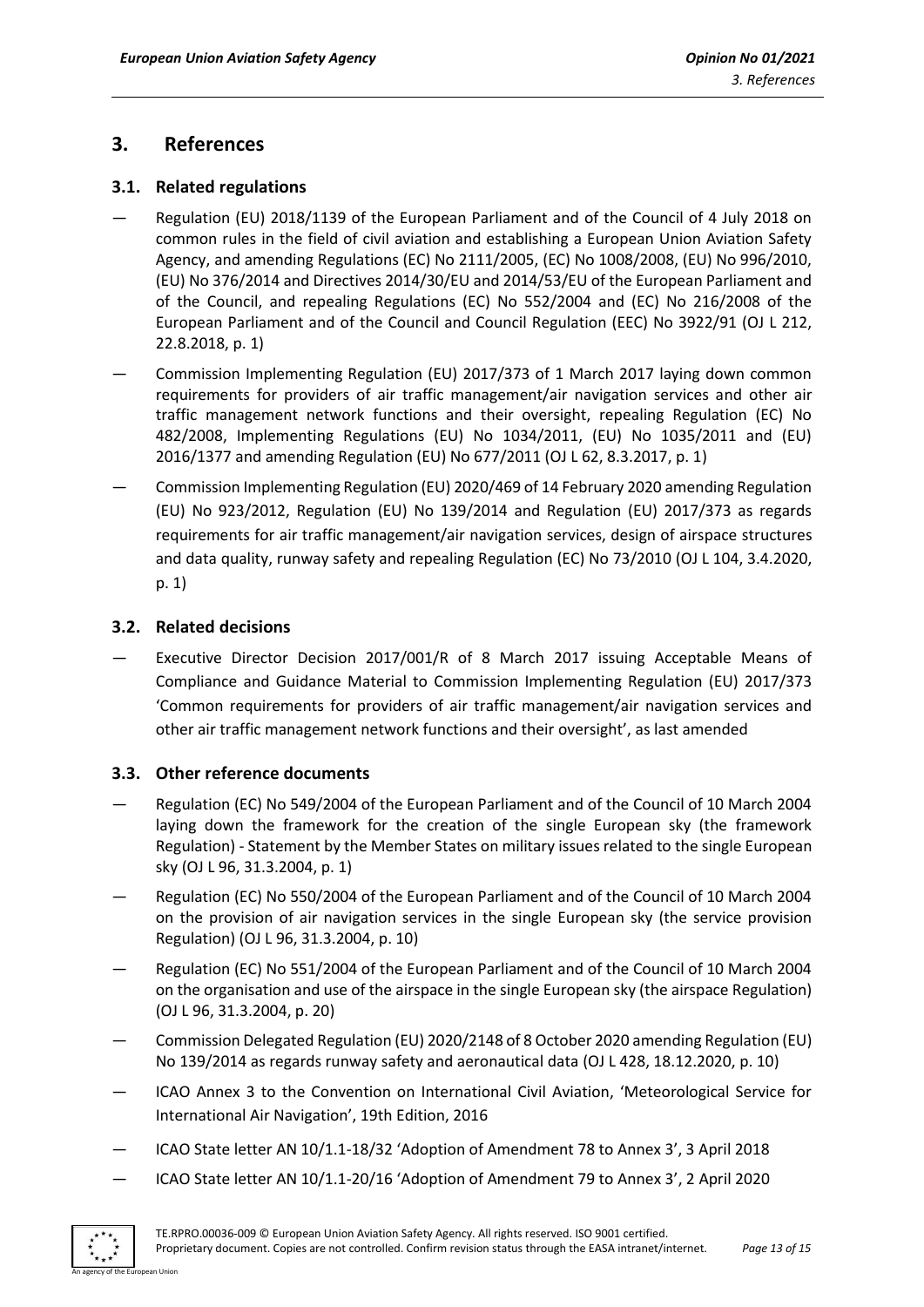# 3. References

## 3.1. Related regulations

- Regulation (EU) 2018/1139 of the European Parliament and of the Council of 4 July 2018 on common rules in the field of civil aviation and establishing a European Union Aviation Safety Agency, and amending Regulations (EC) No 2111/2005, (EC) No 1008/2008, (EU) No 996/2010, (EU) No 376/2014 and Directives 2014/30/EU and 2014/53/EU of the European Parliament and of the Council, and repealing Regulations (EC) No 552/2004 and (EC) No 216/2008 of the European Parliament and of the Council and Council Regulation (EEC) No 3922/91 (OJ L 212, 22.8.2018, p. 1)
- Commission Implementing Regulation (EU) 2017/373 of 1 March 2017 laying down common requirements for providers of air traffic management/air navigation services and other air traffic management network functions and their oversight, repealing Regulation (EC) No 482/2008, Implementing Regulations (EU) No 1034/2011, (EU) No 1035/2011 and (EU) 2016/1377 and amending Regulation (EU) No 677/2011 (OJ L 62, 8.3.2017, p. 1)
- Commission Implementing Regulation (EU) 2020/469 of 14 February 2020 amending Regulation (EU) No 923/2012, Regulation (EU) No 139/2014 and Regulation (EU) 2017/373 as regards requirements for air traffic management/air navigation services, design of airspace structures and data quality, runway safety and repealing Regulation (EC) No 73/2010 (OJ L 104, 3.4.2020, p. 1)

## 3.2. Related decisions

- Executive Director Decision 2017/001/R of 8 March 2017 issuing Acceptable Means of Compliance and Guidance Material to Commission Implementing Regulation (EU) 2017/373 'Common requirements for providers of air traffic management/air navigation services and other air traffic management network functions and their oversight', as last amended

## 3.3. Other reference documents

- Regulation (EC) No 549/2004 of the European Parliament and of the Council of 10 March 2004 laying down the framework for the creation of the single European sky (the framework Regulation) - Statement by the Member States on military issues related to the single European sky (OJ L 96, 31.3.2004, p. 1)
- Regulation (EC) No 550/2004 of the European Parliament and of the Council of 10 March 2004 on the provision of air navigation services in the single European sky (the service provision Regulation) (OJ L 96, 31.3.2004, p. 10)
- Regulation (EC) No 551/2004 of the European Parliament and of the Council of 10 March 2004 on the organisation and use of the airspace in the single European sky (the airspace Regulation) (OJ L 96, 31.3.2004, p. 20)
- Commission Delegated Regulation (EU) 2020/2148 of 8 October 2020 amending Regulation (EU) No 139/2014 as regards runway safety and aeronautical data (OJ L 428, 18.12.2020, p. 10)
- ICAO Annex 3 to the Convention on International Civil Aviation, 'Meteorological Service for International Air Navigation', 19th Edition, 2016
- ICAO State letter AN 10/1.1-18/32 'Adoption of Amendment 78 to Annex 3', 3 April 2018
- ICAO State letter AN 10/1.1-20/16 'Adoption of Amendment 79 to Annex 3', 2 April 2020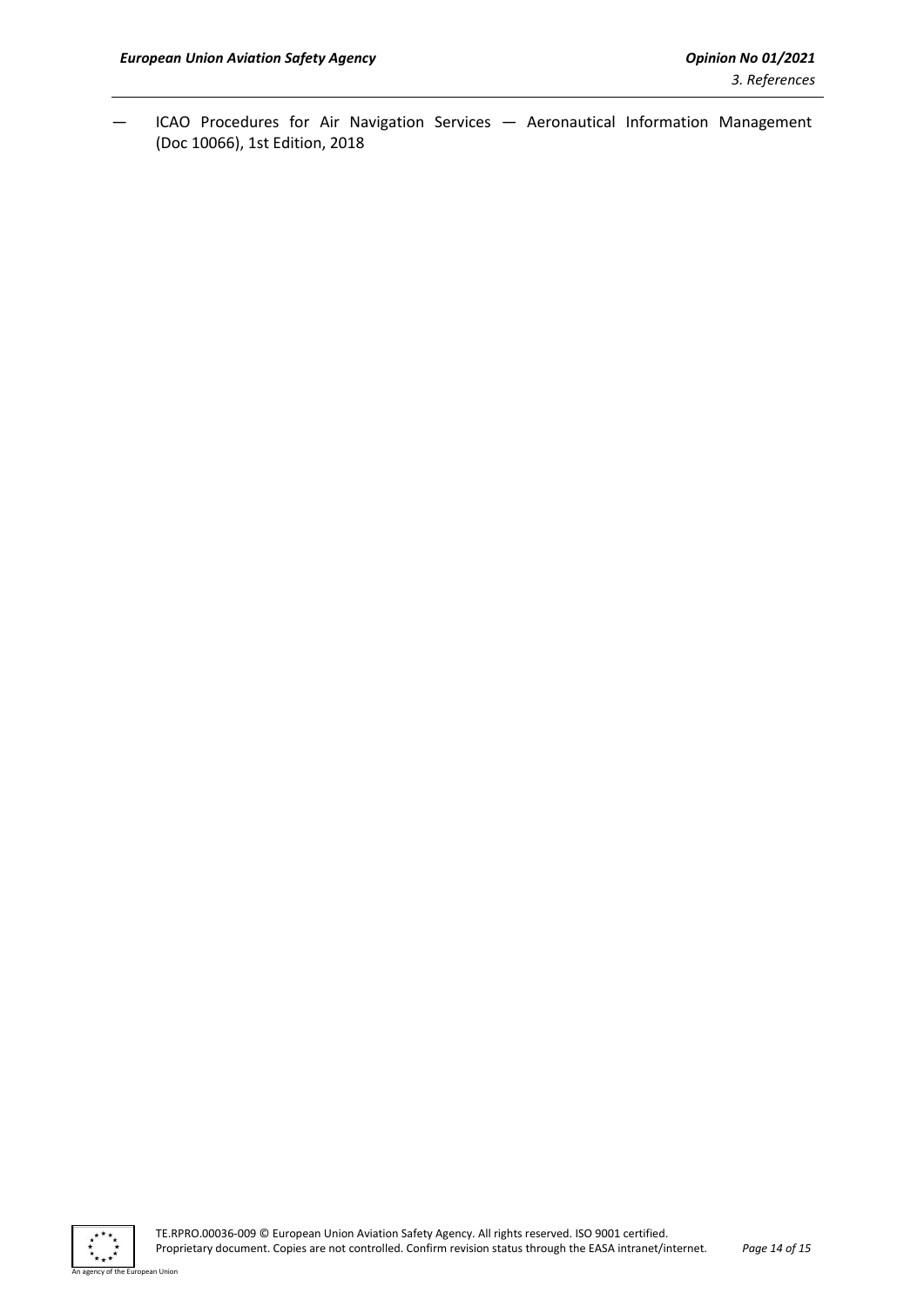— ICAO Procedures for Air Navigation Services — Aeronautical Information Management (Doc 10066), 1st Edition, 2018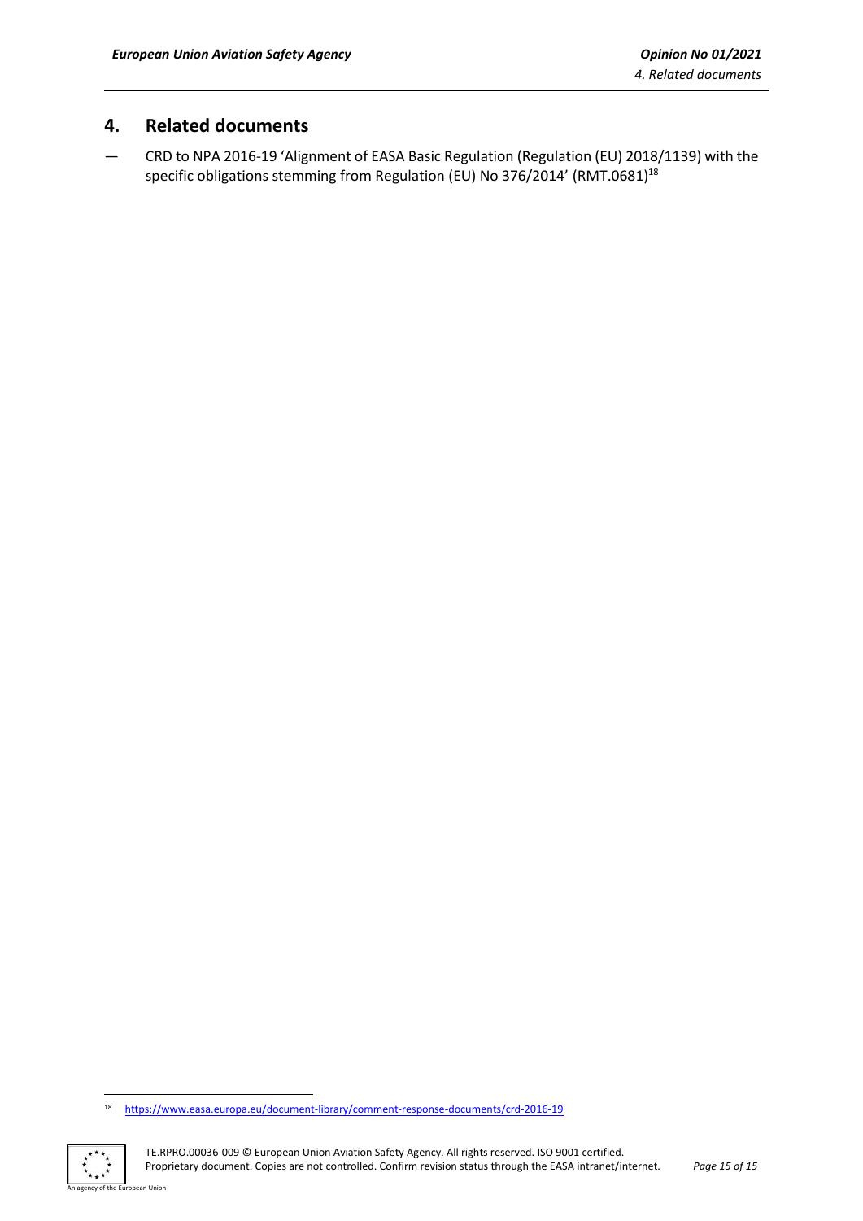## 4. Related documents

— CRD to NPA 2016-19 'Alignment of EASA Basic Regulation (Regulation (EU) 2018/1139) with the specific obligations stemming from Regulation (EU) No 376/2014' (RMT.0681)[18]

[18] https://www.easa.europa.eu/document-library/comment-response-documents/crd-2016-19